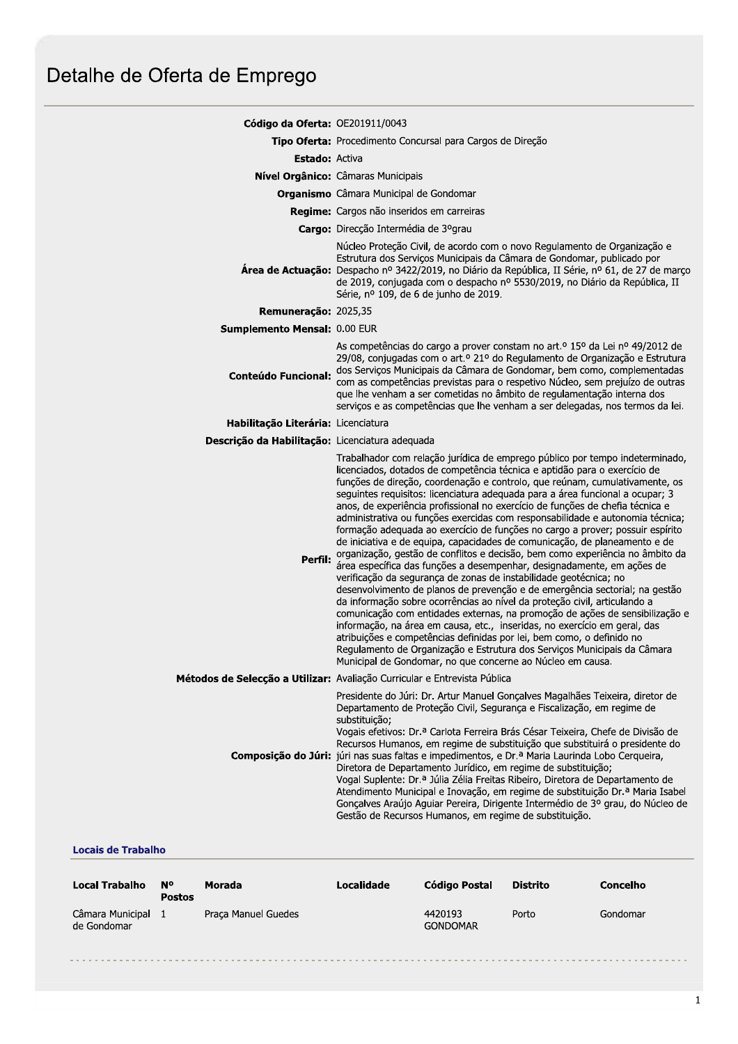# Detalhe de Oferta de Emprego

**Código da Oferta:** OE201911/0043

**Tipo Oferta:** Procedimento Concursal para Cargos de Direção

**Estado:** Activa

**Nível Orgânico:** Câmaras Municipais

**Organismo** Câmara Municipal de Gondomar

**Regime:** Cargos não inseridos em carreiras

**Cargo:** Direcção Intermédia de 3ºgrau

**Área de Actuação:** Núcleo Proteção Civil, de acordo com o novo Regulamento de Organização e Estrutura dos Serviços Municipais da Câmara de Gondomar, publicado por Despacho nº 3422/2019, no Diário da República, II Série, nº 61, de 27 de março de 2019, conjugada com o despacho nº 5530/2019, no Diário da República, II Série, nº 109, de 6 de junho de 2019.

**Remuneração:** 2025,35

**Sumplemento Mensal:** 0.00 EUR

**Conteúdo Funcional:** As competências do cargo a prover constam no art.º 15º da Lei nº 49/2012 de 29/08, conjugadas com o art.º 21º do Regulamento de Organização e Estrutura dos Serviços Municipais da Câmara de Gondomar, bem como, complementadas com as competências previstas para o respetivo Núcleo, sem prejuízo de outras que lhe venham a ser cometidas no âmbito de regulamentação interna dos serviços e as competências que lhe venham a ser delegadas, nos termos da lei.

**Habilitação Literária:** Licenciatura

**Descrição da Habilitação:** Licenciatura adequada

**Perfil:** Trabalhador com relação jurídica de emprego público por tempo indeterminado, licenciados, dotados de competência técnica e aptidão para o exercício de funções de direção, coordenação e controlo, que reúnam, cumulativamente, os seguintes requisitos: licenciatura adequada para a área funcional a ocupar; 3 anos, de experiência profissional no exercício de funções de chefia técnica e administrativa ou funções exercidas com responsabilidade e autonomia técnica; formação adequada ao exercício de funções no cargo a prover; possuir espírito de iniciativa e de equipa, capacidades de comunicação, de planeamento e de organização, gestão de conflitos e decisão, bem como experiência no âmbito da área específica das funções a desempenhar, designadamente, em ações de verificação da segurança de zonas de instabilidade geotécnica; no desenvolvimento de planos de prevenção e de emergência sectorial; na gestão da informação sobre ocorrências ao nível da proteção civil, articulando a comunicação com entidades externas, na promoção de ações de sensibilização e informação, na área em causa, etc., inseridas, no exercício em geral, das atribuições e competências definidas por lei, bem como, o definido no Regulamento de Organização e Estrutura dos Serviços Municipais da Câmara Municipal de Gondomar, no que concerne ao Núcleo em causa.

**Métodos de Selecção a Utilizar:** Avaliação Curricular e Entrevista Pública

**Composição do Júri:** Presidente do Júri: Dr. Artur Manuel Gonçalves Magalhães Teixeira, diretor de Departamento de Proteção Civil, Segurança e Fiscalização, em regime de substituição;
Vogais efetivos: Dr.ª Carlota Ferreira Brás César Teixeira, Chefe de Divisão de Recursos Humanos, em regime de substituição que substituirá o presidente do júri nas suas faltas e impedimentos, e Dr.ª Maria Laurinda Lobo Cerqueira, Diretora de Departamento Jurídico, em regime de substituição;
Vogal Suplente: Dr.ª Júlia Zélia Freitas Ribeiro, Diretora de Departamento de Atendimento Municipal e Inovação, em regime de substituição Dr.ª Maria Isabel Gonçalves Araújo Aguiar Pereira, Dirigente Intermédio de 3º grau, do Núcleo de Gestão de Recursos Humanos, em regime de substituição.

## Locais de Trabalho

| Local Trabalho | Nº Postos | Morada | Localidade | Código Postal | Distrito | Concelho |
|---|---|---|---|---|---|---|
| Câmara Municipal de Gondomar | 1 | Praça Manuel Guedes | | 4420193 GONDOMAR | Porto | Gondomar |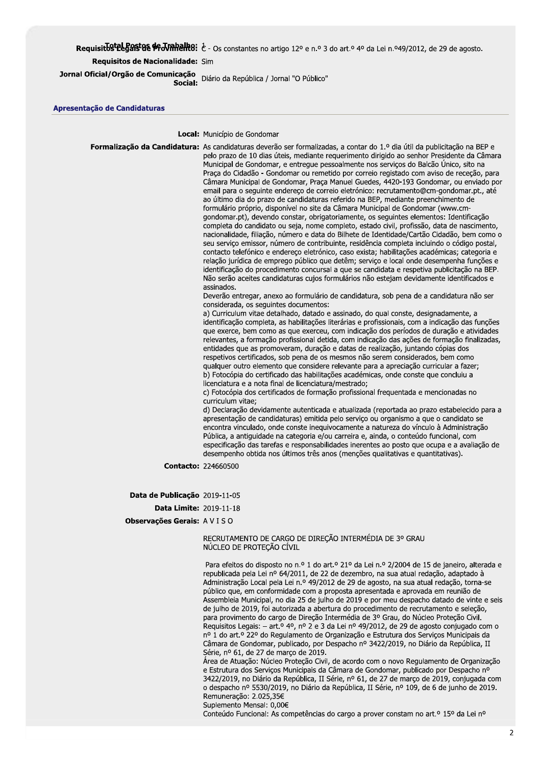**Total Postos de Trabalho:** 1

**Requisitos Legais de Provimento:** C - Os constantes no artigo 12º e n.º 3 do art.º 4º da Lei n.º49/2012, de 29 de agosto.

**Requisitos de Nacionalidade:** Sim

**Jornal Oficial/Orgão de Comunicação Social:** Diário da República / Jornal "O Público"

## Apresentação de Candidaturas

**Local:** Município de Gondomar

**Formalização da Candidatura:** As candidaturas deverão ser formalizadas, a contar do 1.º dia útil da publicitação na BEP e pelo prazo de 10 dias úteis, mediante requerimento dirigido ao senhor Presidente da Câmara Municipal de Gondomar, e entregue pessoalmente nos serviços do Balcão Único, sito na Praça do Cidadão - Gondomar ou remetido por correio registado com aviso de receção, para Câmara Municipal de Gondomar, Praça Manuel Guedes, 4420-193 Gondomar, ou enviado por email para o seguinte endereço de correio eletrónico: recrutamento@cm-gondomar.pt., até ao último dia do prazo de candidaturas referido na BEP, mediante preenchimento de formulário próprio, disponível no site da Câmara Municipal de Gondomar (www.cm-gondomar.pt), devendo constar, obrigatoriamente, os seguintes elementos: Identificação completa do candidato ou seja, nome completo, estado civil, profissão, data de nascimento, nacionalidade, filiação, número e data do Bilhete de Identidade/Cartão Cidadão, bem como o seu serviço emissor, número de contribuinte, residência completa incluindo o código postal, contacto telefónico e endereço eletrónico, caso exista; habilitações académicas; categoria e relação jurídica de emprego público que detêm; serviço e local onde desempenha funções e identificação do procedimento concursal a que se candidata e respetiva publicitação na BEP. Não serão aceites candidaturas cujos formulários não estejam devidamente identificados e assinados.

Deverão entregar, anexo ao formulário de candidatura, sob pena de a candidatura não ser considerada, os seguintes documentos:

a) Curriculum vitae detalhado, datado e assinado, do qual conste, designadamente, a identificação completa, as habilitações literárias e profissionais, com a indicação das funções que exerce, bem como as que exerceu, com indicação dos períodos de duração e atividades relevantes, a formação profissional detida, com indicação das ações de formação finalizadas, entidades que as promoveram, duração e datas de realização, juntando cópias dos respetivos certificados, sob pena de os mesmos não serem considerados, bem como qualquer outro elemento que considere relevante para a apreciação curricular a fazer;

b) Fotocópia do certificado das habilitações académicas, onde conste que concluiu a licenciatura e a nota final de licenciatura/mestrado;

c) Fotocópia dos certificados de formação profissional frequentada e mencionadas no curriculum vitae;

d) Declaração devidamente autenticada e atualizada (reportada ao prazo estabelecido para a apresentação de candidaturas) emitida pelo serviço ou organismo a que o candidato se encontra vinculado, onde conste inequivocamente a natureza do vínculo à Administração Pública, a antiguidade na categoria e/ou carreira e, ainda, o conteúdo funcional, com especificação das tarefas e responsabilidades inerentes ao posto que ocupa e a avaliação de desempenho obtida nos últimos três anos (menções qualitativas e quantitativas).

**Contacto:** 224660500

**Data de Publicação** 2019-11-05

**Data Limite:** 2019-11-18

**Observações Gerais:** A V I S O

RECRUTAMENTO DE CARGO DE DIREÇÃO INTERMÉDIA DE 3º GRAU
NÚCLEO DE PROTEÇÃO CÍVIL

Para efeitos do disposto no n.º 1 do art.º 21º da Lei n.º 2/2004 de 15 de janeiro, alterada e republicada pela Lei nº 64/2011, de 22 de dezembro, na sua atual redação, adaptado à Administração Local pela Lei n.º 49/2012 de 29 de agosto, na sua atual redação, torna-se público que, em conformidade com a proposta apresentada e aprovada em reunião de Assembleia Municipal, no dia 25 de julho de 2019 e por meu despacho datado de vinte e seis de julho de 2019, foi autorizada a abertura do procedimento de recrutamento e seleção, para provimento do cargo de Direção Intermédia de 3º Grau, do Núcleo Proteção Civil.

Requisitos Legais: – art.º 4º, nº 2 e 3 da Lei nº 49/2012, de 29 de agosto conjugado com o nº 1 do art.º 22º do Regulamento de Organização e Estrutura dos Serviços Municipais da Câmara de Gondomar, publicado, por Despacho nº 3422/2019, no Diário da República, II Série, nº 61, de 27 de março de 2019.

Área de Atuação: Núcleo Proteção Civil, de acordo com o novo Regulamento de Organização e Estrutura dos Serviços Municipais da Câmara de Gondomar, publicado por Despacho nº 3422/2019, no Diário da República, II Série, nº 61, de 27 de março de 2019, conjugada com o despacho nº 5530/2019, no Diário da República, II Série, nº 109, de 6 de junho de 2019.

Remuneração: 2.025,35€

Suplemento Mensal: 0,00€

Conteúdo Funcional: As competências do cargo a prover constam no art.º 15º da Lei nº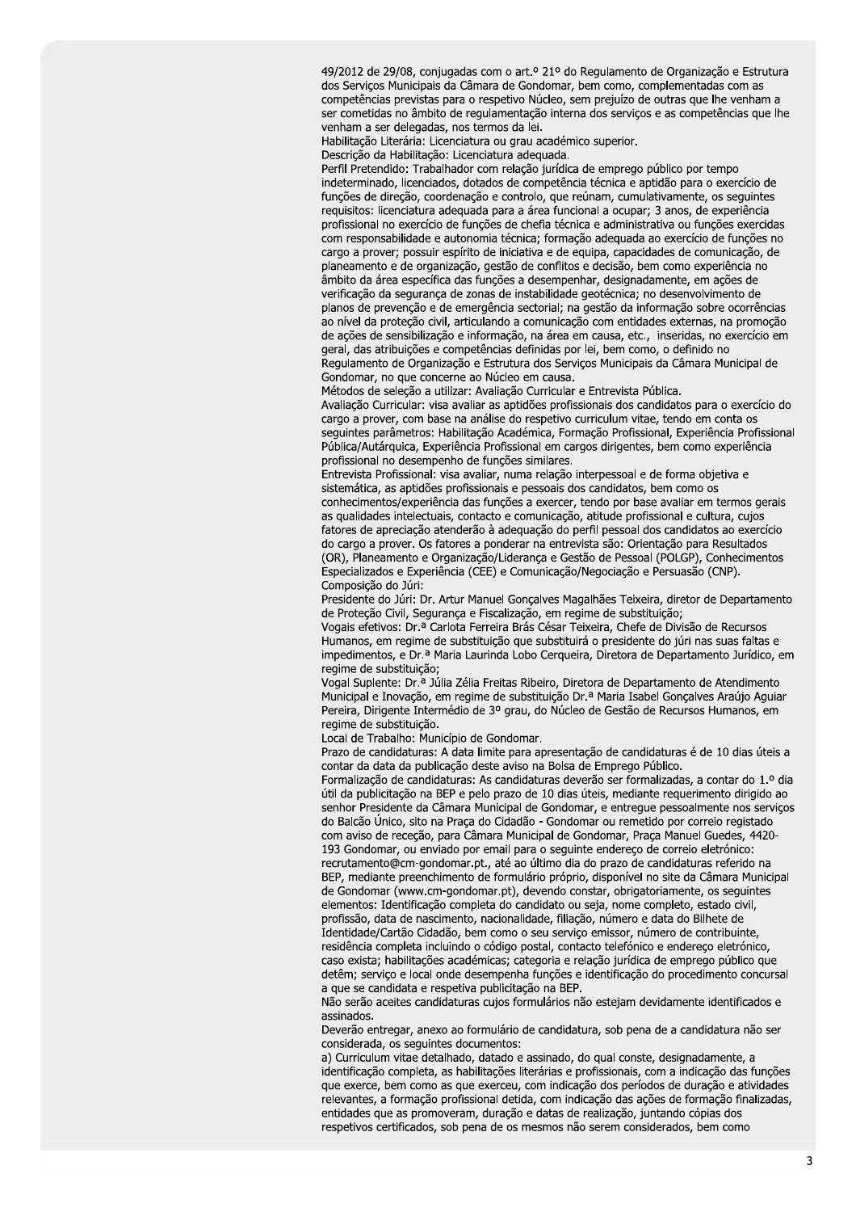49/2012 de 29/08, conjugadas com o art.º 21º do Regulamento de Organização e Estrutura dos Serviços Municipais da Câmara de Gondomar, bem como, complementadas com as competências previstas para o respetivo Núcleo, sem prejuízo de outras que lhe venham a ser cometidas no âmbito de regulamentação interna dos serviços e as competências que lhe venham a ser delegadas, nos termos da lei.

Habilitação Literária: Licenciatura ou grau académico superior.

Descrição da Habilitação: Licenciatura adequada.

Perfil Pretendido: Trabalhador com relação jurídica de emprego público por tempo indeterminado, licenciados, dotados de competência técnica e aptidão para o exercício de funções de direção, coordenação e controlo, que reúnam, cumulativamente, os seguintes requisitos: licenciatura adequada para a área funcional a ocupar; 3 anos, de experiência profissional no exercício de funções de chefia técnica e administrativa ou funções exercidas com responsabilidade e autonomia técnica; formação adequada ao exercício de funções no cargo a prover; possuir espírito de iniciativa e de equipa, capacidades de comunicação, de planeamento e de organização, gestão de conflitos e decisão, bem como experiência no âmbito da área específica das funções a desempenhar, designadamente, em ações de verificação da segurança de zonas de instabilidade geotécnica; no desenvolvimento de planos de prevenção e de emergência sectorial; na gestão da informação sobre ocorrências ao nível da proteção civil, articulando a comunicação com entidades externas, na promoção de ações de sensibilização e informação, na área em causa, etc., inseridas, no exercício em geral, das atribuições e competências definidas por lei, bem como, o definido no Regulamento de Organização e Estrutura dos Serviços Municipais da Câmara Municipal de Gondomar, no que concerne ao Núcleo em causa.

Métodos de seleção a utilizar: Avaliação Curricular e Entrevista Pública.

Avaliação Curricular: visa avaliar as aptidões profissionais dos candidatos para o exercício do cargo a prover, com base na análise do respetivo curriculum vitae, tendo em conta os seguintes parâmetros: Habilitação Académica, Formação Profissional, Experiência Profissional Pública/Autárquica, Experiência Profissional em cargos dirigentes, bem como experiência profissional no desempenho de funções similares.

Entrevista Profissional: visa avaliar, numa relação interpessoal e de forma objetiva e sistemática, as aptidões profissionais e pessoais dos candidatos, bem como os conhecimentos/experiência das funções a exercer, tendo por base avaliar em termos gerais as qualidades intelectuais, contacto e comunicação, atitude profissional e cultura, cujos fatores de apreciação atenderão à adequação do perfil pessoal dos candidatos ao exercício do cargo a prover. Os fatores a ponderar na entrevista são: Orientação para Resultados (OR), Planeamento e Organização/Liderança e Gestão de Pessoal (POLGP), Conhecimentos Especializados e Experiência (CEE) e Comunicação/Negociação e Persuasão (CNP).

Composição do Júri:

Presidente do Júri: Dr. Artur Manuel Gonçalves Magalhães Teixeira, diretor de Departamento de Proteção Civil, Segurança e Fiscalização, em regime de substituição;

Vogais efetivos: Dr.ª Carlota Ferreira Brás César Teixeira, Chefe de Divisão de Recursos Humanos, em regime de substituição que substituirá o presidente do júri nas suas faltas e impedimentos, e Dr.ª Maria Laurinda Lobo Cerqueira, Diretora de Departamento Jurídico, em regime de substituição;

Vogal Suplente: Dr.ª Júlia Zélia Freitas Ribeiro, Diretora de Departamento de Atendimento Municipal e Inovação, em regime de substituição Dr.ª Maria Isabel Gonçalves Araújo Aguiar Pereira, Dirigente Intermédio de 3º grau, do Núcleo de Gestão de Recursos Humanos, em regime de substituição.

Local de Trabalho: Município de Gondomar.

Prazo de candidaturas: A data limite para apresentação de candidaturas é de 10 dias úteis a contar da data da publicação deste aviso na Bolsa de Emprego Público.

Formalização de candidaturas: As candidaturas deverão ser formalizadas, a contar do 1.º dia útil da publicitação na BEP e pelo prazo de 10 dias úteis, mediante requerimento dirigido ao senhor Presidente da Câmara Municipal de Gondomar, e entregue pessoalmente nos serviços do Balcão Único, sito na Praça do Cidadão - Gondomar ou remetido por correio registado com aviso de receção, para Câmara Municipal de Gondomar, Praça Manuel Guedes, 4420-193 Gondomar, ou enviado por email para o seguinte endereço de correio eletrónico: recrutamento@cm-gondomar.pt., até ao último dia do prazo de candidaturas referido na BEP, mediante preenchimento de formulário próprio, disponível no site da Câmara Municipal de Gondomar (www.cm-gondomar.pt), devendo constar, obrigatoriamente, os seguintes elementos: Identificação completa do candidato ou seja, nome completo, estado civil, profissão, data de nascimento, nacionalidade, filiação, número e data do Bilhete de Identidade/Cartão Cidadão, bem como o seu serviço emissor, número de contribuinte, residência completa incluindo o código postal, contacto telefónico e endereço eletrónico, caso exista; habilitações académicas; categoria e relação jurídica de emprego público que detêm; serviço e local onde desempenha funções e identificação do procedimento concursal a que se candidata e respetiva publicitação na BEP.

Não serão aceites candidaturas cujos formulários não estejam devidamente identificados e assinados.

Deverão entregar, anexo ao formulário de candidatura, sob pena de a candidatura não ser considerada, os seguintes documentos:

a) Curriculum vitae detalhado, datado e assinado, do qual conste, designadamente, a identificação completa, as habilitações literárias e profissionais, com a indicação das funções que exerce, bem como as que exerceu, com indicação dos períodos de duração e atividades relevantes, a formação profissional detida, com indicação das ações de formação finalizadas, entidades que as promoveram, duração e datas de realização, juntando cópias dos respetivos certificados, sob pena de os mesmos não serem considerados, bem como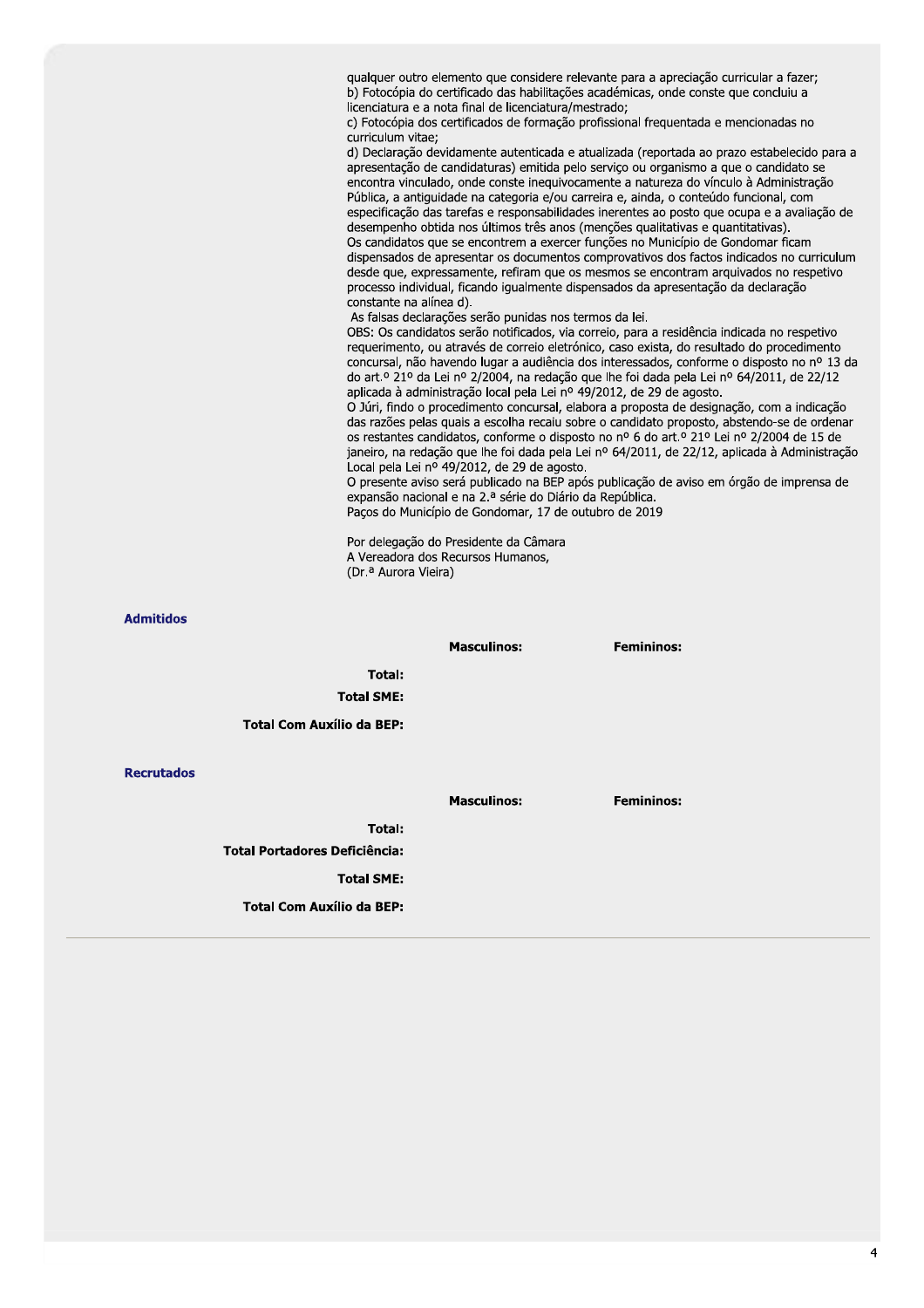qualquer outro elemento que considere relevante para a apreciação curricular a fazer;
b) Fotocópia do certificado das habilitações académicas, onde conste que concluiu a licenciatura e a nota final de licenciatura/mestrado;
c) Fotocópia dos certificados de formação profissional frequentada e mencionadas no curriculum vitae;
d) Declaração devidamente autenticada e atualizada (reportada ao prazo estabelecido para a apresentação de candidaturas) emitida pelo serviço ou organismo a que o candidato se encontra vinculado, onde conste inequivocamente a natureza do vínculo à Administração Pública, a antiguidade na categoria e/ou carreira e, ainda, o conteúdo funcional, com especificação das tarefas e responsabilidades inerentes ao posto que ocupa e a avaliação de desempenho obtida nos últimos três anos (menções qualitativas e quantitativas).
Os candidatos que se encontrem a exercer funções no Município de Gondomar ficam dispensados de apresentar os documentos comprovativos dos factos indicados no curriculum desde que, expressamente, refiram que os mesmos se encontram arquivados no respetivo processo individual, ficando igualmente dispensados da apresentação da declaração constante na alínea d).
As falsas declarações serão punidas nos termos da lei.
OBS: Os candidatos serão notificados, via correio, para a residência indicada no respetivo requerimento, ou através de correio eletrónico, caso exista, do resultado do procedimento concursal, não havendo lugar a audiência dos interessados, conforme o disposto no nº 13 da do art.º 21º da Lei nº 2/2004, na redação que lhe foi dada pela Lei nº 64/2011, de 22/12 aplicada à administração local pela Lei nº 49/2012, de 29 de agosto.
O Júri, findo o procedimento concursal, elabora a proposta de designação, com a indicação das razões pelas quais a escolha recaiu sobre o candidato proposto, abstendo-se de ordenar os restantes candidatos, conforme o disposto no nº 6 do art.º 21º Lei nº 2/2004 de 15 de janeiro, na redação que lhe foi dada pela Lei nº 64/2011, de 22/12, aplicada à Administração Local pela Lei nº 49/2012, de 29 de agosto.
O presente aviso será publicado na BEP após publicação de aviso em órgão de imprensa de expansão nacional e na 2.ª série do Diário da República.
Paços do Município de Gondomar, 17 de outubro de 2019

Por delegação do Presidente da Câmara
A Vereadora dos Recursos Humanos,
(Dr.ª Aurora Vieira)

**Admitidos**

| | Masculinos: | Femininos: |
|---|---|---|
| **Total:** | | |
| **Total SME:** | | |
| **Total Com Auxílio da BEP:** | | |

**Recrutados**

| | Masculinos: | Femininos: |
|---|---|---|
| **Total:** | | |
| **Total Portadores Deficiência:** | | |
| **Total SME:** | | |
| **Total Com Auxílio da BEP:** | | |